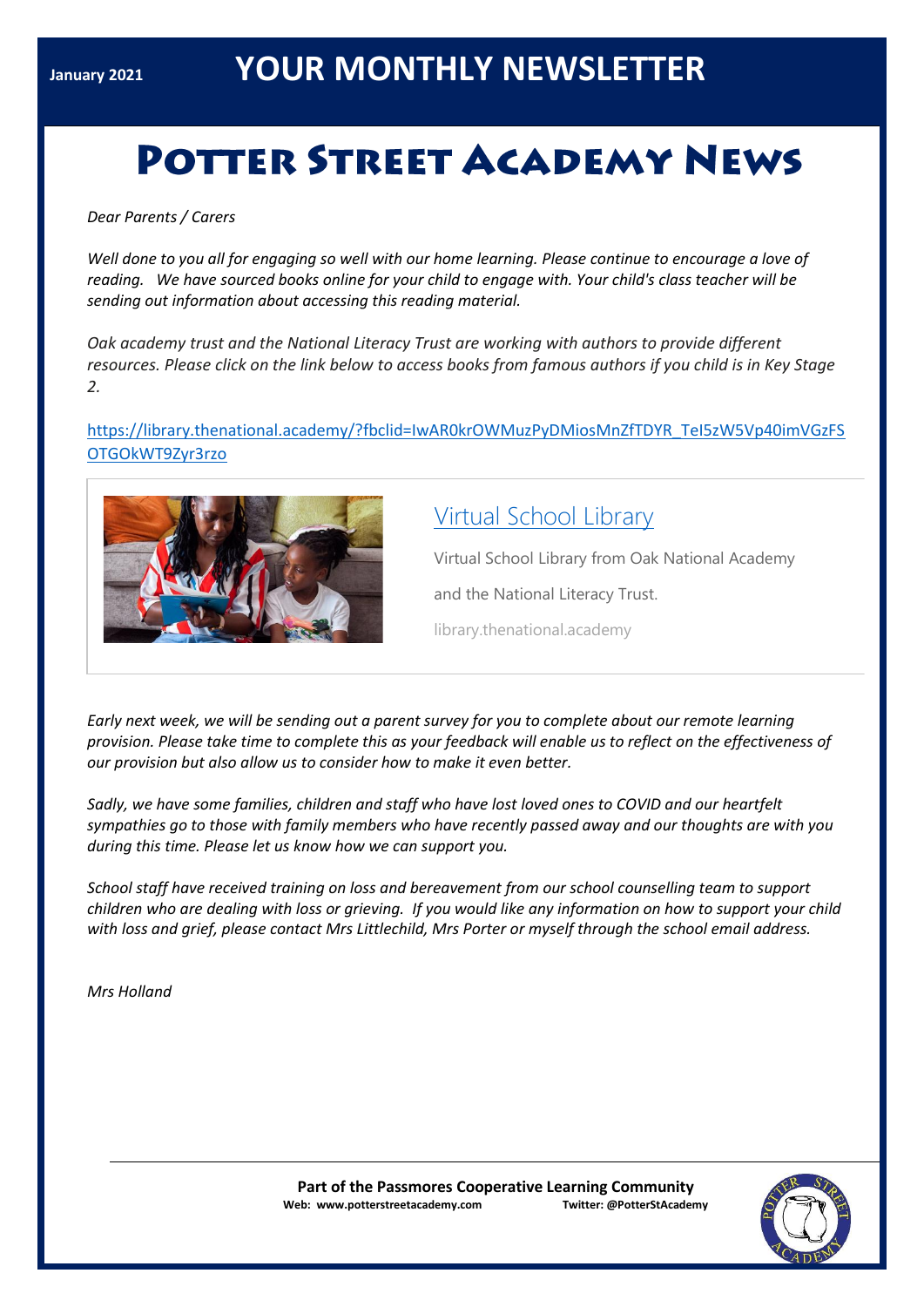January 2021

# YOUR MONTHLY NEWSLETTER

# Potter Street Academy News

*Dear Parents / Carers*

*Well done to you all for engaging so well with our home learning. Please continue to encourage a love of reading. We have sourced books online for your child to engage with. Your child's class teacher will be sending out information about accessing this reading material.*

*Oak academy trust and the National Literacy Trust are working with authors to provide different resources. Please click on the link below to access books from famous authors if you child is in Key Stage 2.*

https://library.thenational.academy/?fbclid=IwAR0krOWMuzPyDMiosMnZfTDYR_TeI5zW5Vp40imVGzFSOTGOkWT9Zyr3rzo

## Virtual School Library

Virtual School Library from Oak National Academy and the National Literacy Trust.

library.thenational.academy

*Early next week, we will be sending out a parent survey for you to complete about our remote learning provision. Please take time to complete this as your feedback will enable us to reflect on the effectiveness of our provision but also allow us to consider how to make it even better.*

*Sadly, we have some families, children and staff who have lost loved ones to COVID and our heartfelt sympathies go to those with family members who have recently passed away and our thoughts are with you during this time. Please let us know how we can support you.*

*School staff have received training on loss and bereavement from our school counselling team to support children who are dealing with loss or grieving. If you would like any information on how to support your child with loss and grief, please contact Mrs Littlechild, Mrs Porter or myself through the school email address.*

*Mrs Holland*

**Part of the Passmores Cooperative Learning Community**

**Web: www.potterstreetacademy.com** **Twitter: @PotterStAcademy**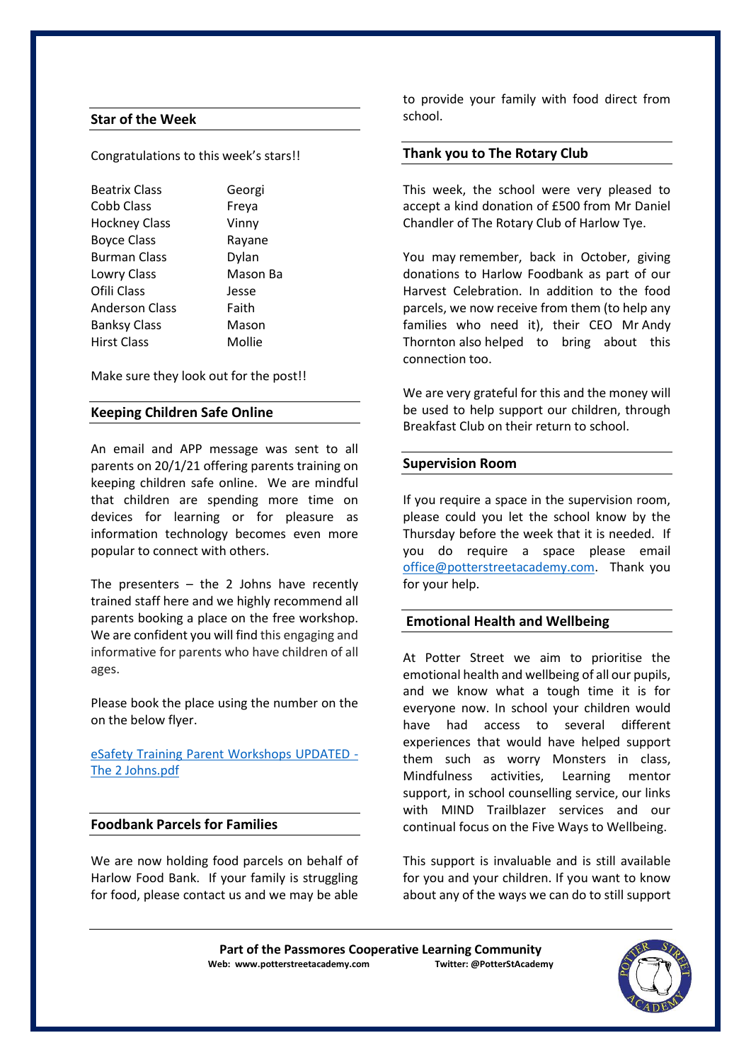## Star of the Week

Congratulations to this week's stars!!

| | |
|---|---|
| Beatrix Class | Georgi |
| Cobb Class | Freya |
| Hockney Class | Vinny |
| Boyce Class | Rayane |
| Burman Class | Dylan |
| Lowry Class | Mason Ba |
| Ofili Class | Jesse |
| Anderson Class | Faith |
| Banksy Class | Mason |
| Hirst Class | Mollie |

Make sure they look out for the post!!

## Keeping Children Safe Online

An email and APP message was sent to all parents on 20/1/21 offering parents training on keeping children safe online. We are mindful that children are spending more time on devices for learning or for pleasure as information technology becomes even more popular to connect with others.

The presenters – the 2 Johns have recently trained staff here and we highly recommend all parents booking a place on the free workshop. We are confident you will find this engaging and informative for parents who have children of all ages.

Please book the place using the number on the on the below flyer.

[eSafety Training Parent Workshops UPDATED - The 2 Johns.pdf]

## Foodbank Parcels for Families

We are now holding food parcels on behalf of Harlow Food Bank. If your family is struggling for food, please contact us and we may be able to provide your family with food direct from school.

## Thank you to The Rotary Club

This week, the school were very pleased to accept a kind donation of £500 from Mr Daniel Chandler of The Rotary Club of Harlow Tye.

You may remember, back in October, giving donations to Harlow Foodbank as part of our Harvest Celebration. In addition to the food parcels, we now receive from them (to help any families who need it), their CEO Mr Andy Thornton also helped to bring about this connection too.

We are very grateful for this and the money will be used to help support our children, through Breakfast Club on their return to school.

## Supervision Room

If you require a space in the supervision room, please could you let the school know by the Thursday before the week that it is needed. If you do require a space please email office@potterstreetacademy.com. Thank you for your help.

## Emotional Health and Wellbeing

At Potter Street we aim to prioritise the emotional health and wellbeing of all our pupils, and we know what a tough time it is for everyone now. In school your children would have had access to several different experiences that would have helped support them such as worry Monsters in class, Mindfulness activities, Learning mentor support, in school counselling service, our links with MIND Trailblazer services and our continual focus on the Five Ways to Wellbeing.

This support is invaluable and is still available for you and your children. If you want to know about any of the ways we can do to still support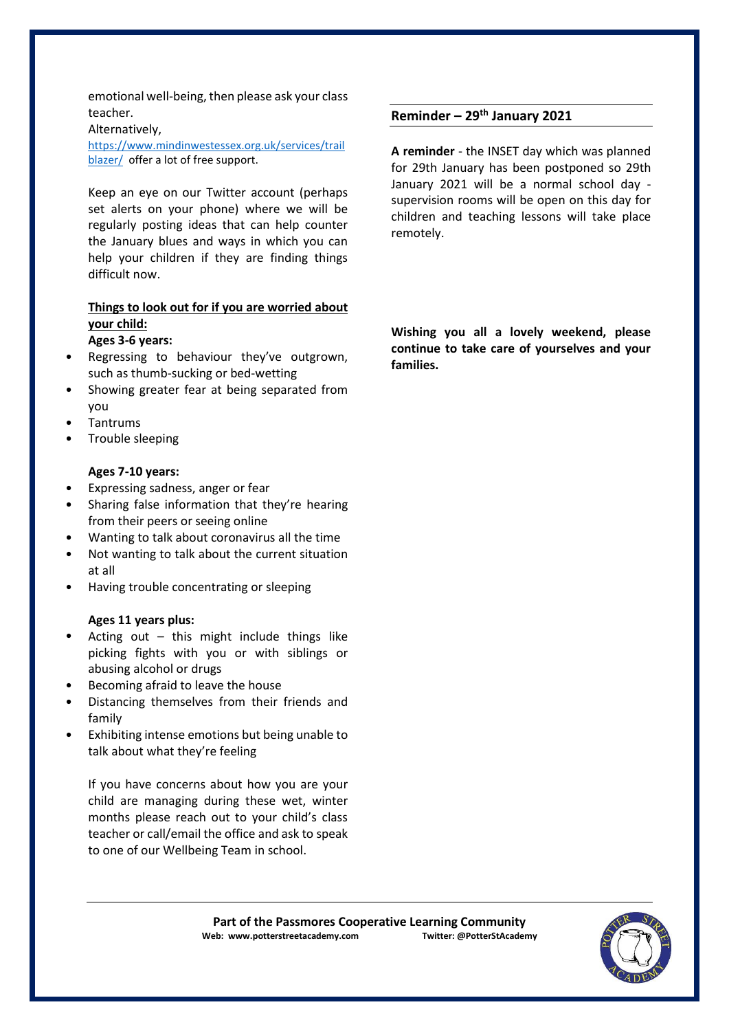emotional well-being, then please ask your class teacher.

Alternatively, [https://www.mindinwestessex.org.uk/services/trailblazer/](https://www.mindinwestessex.org.uk/services/trailblazer/) offer a lot of free support.

Keep an eye on our Twitter account (perhaps set alerts on your phone) where we will be regularly posting ideas that can help counter the January blues and ways in which you can help your children if they are finding things difficult now.

**Things to look out for if you are worried about your child:**

**Ages 3-6 years:**

- Regressing to behaviour they've outgrown, such as thumb-sucking or bed-wetting
- Showing greater fear at being separated from you
- Tantrums
- Trouble sleeping

**Ages 7-10 years:**

- Expressing sadness, anger or fear
- Sharing false information that they're hearing from their peers or seeing online
- Wanting to talk about coronavirus all the time
- Not wanting to talk about the current situation at all
- Having trouble concentrating or sleeping

**Ages 11 years plus:**

- Acting out – this might include things like picking fights with you or with siblings or abusing alcohol or drugs
- Becoming afraid to leave the house
- Distancing themselves from their friends and family
- Exhibiting intense emotions but being unable to talk about what they're feeling

If you have concerns about how you are your child are managing during these wet, winter months please reach out to your child's class teacher or call/email the office and ask to speak to one of our Wellbeing Team in school.

## Reminder – 29th January 2021

**A reminder** - the INSET day which was planned for 29th January has been postponed so 29th January 2021 will be a normal school day - supervision rooms will be open on this day for children and teaching lessons will take place remotely.

**Wishing you all a lovely weekend, please continue to take care of yourselves and your families.**